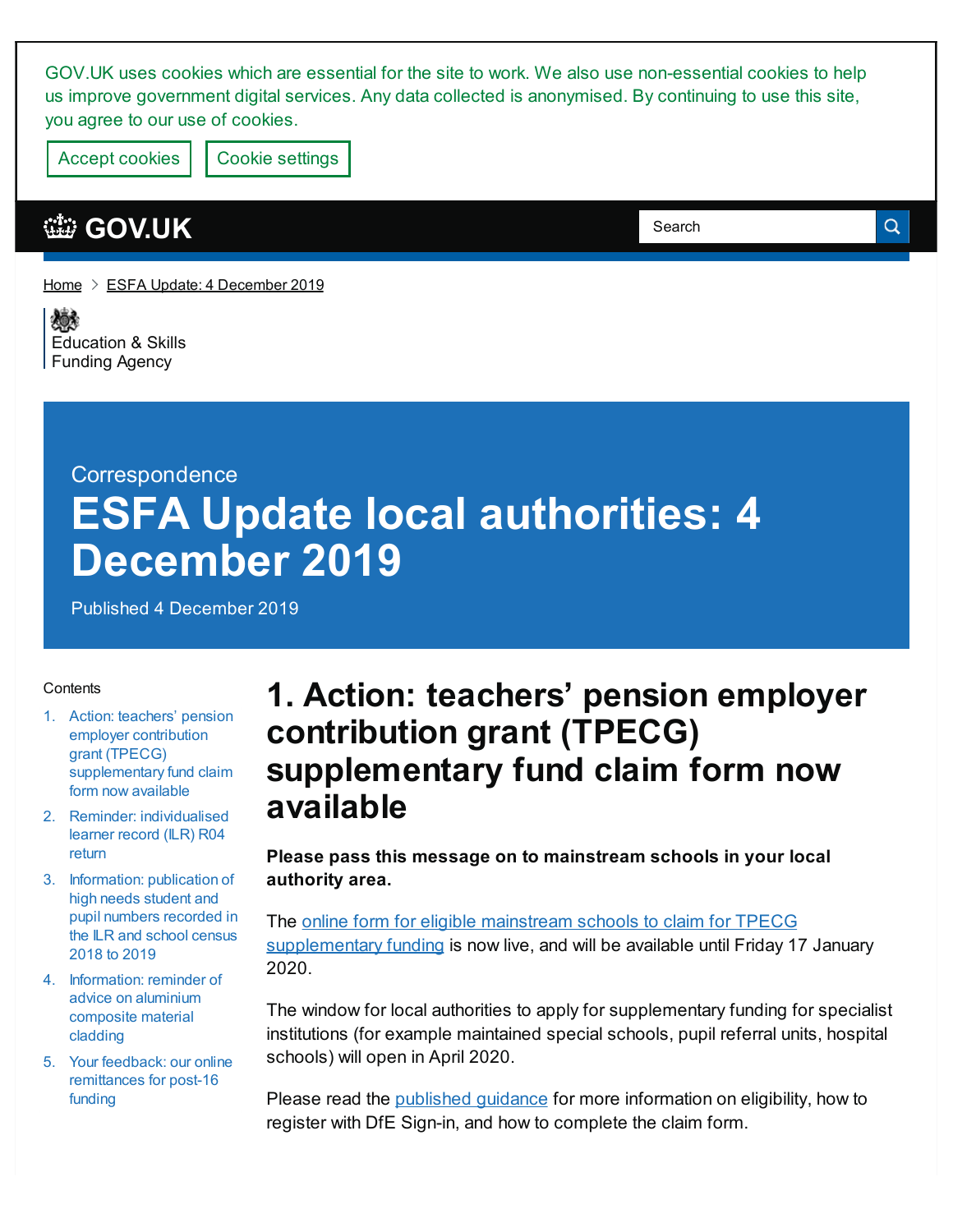GOV.UK uses cookies which are essential for the site to work. We also use non-essential cookies to help us improve government digital services. Any data collected is anonymised. By continuing to use this site, you agree to our use of cookies.

Accept cookies Cookie settings

GOV.UK

Search

Home > ESFA Update: 4 December 2019

Education & Skills Funding Agency

Correspondence

# ESFA Update local authorities: 4 December 2019

Published 4 December 2019

Contents

1. Action: teachers' pension employer contribution grant (TPECG) supplementary fund claim form now available
2. Reminder: individualised learner record (ILR) R04 return
3. Information: publication of high needs student and pupil numbers recorded in the ILR and school census 2018 to 2019
4. Information: reminder of advice on aluminium composite material cladding
5. Your feedback: our online remittances for post-16 funding

## 1. Action: teachers' pension employer contribution grant (TPECG) supplementary fund claim form now available

**Please pass this message on to mainstream schools in your local authority area.**

The online form for eligible mainstream schools to claim for TPECG supplementary funding is now live, and will be available until Friday 17 January 2020.

The window for local authorities to apply for supplementary funding for specialist institutions (for example maintained special schools, pupil referral units, hospital schools) will open in April 2020.

Please read the published guidance for more information on eligibility, how to register with DfE Sign-in, and how to complete the claim form.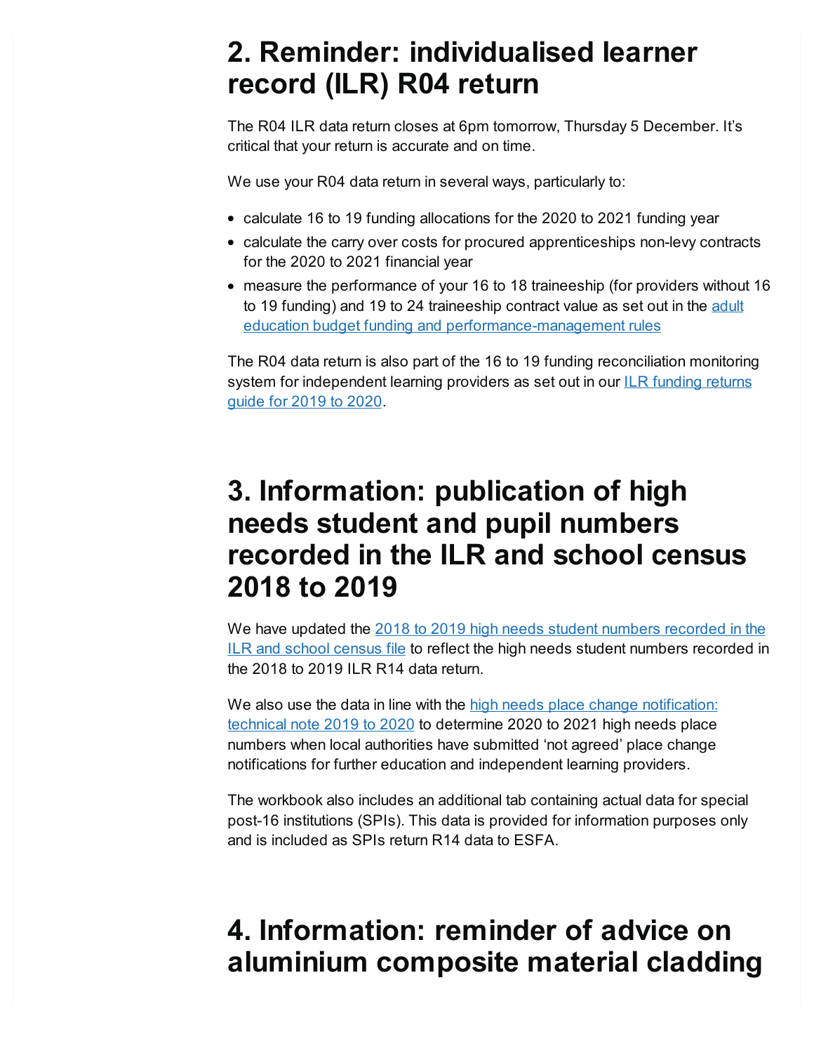## 2. Reminder: individualised learner record (ILR) R04 return

The R04 ILR data return closes at 6pm tomorrow, Thursday 5 December. It's critical that your return is accurate and on time.

We use your R04 data return in several ways, particularly to:

- calculate 16 to 19 funding allocations for the 2020 to 2021 funding year
- calculate the carry over costs for procured apprenticeships non-levy contracts for the 2020 to 2021 financial year
- measure the performance of your 16 to 18 traineeship (for providers without 16 to 19 funding) and 19 to 24 traineeship contract value as set out in the adult education budget funding and performance-management rules

The R04 data return is also part of the 16 to 19 funding reconciliation monitoring system for independent learning providers as set out in our ILR funding returns guide for 2019 to 2020.

## 3. Information: publication of high needs student and pupil numbers recorded in the ILR and school census 2018 to 2019

We have updated the 2018 to 2019 high needs student numbers recorded in the ILR and school census file to reflect the high needs student numbers recorded in the 2018 to 2019 ILR R14 data return.

We also use the data in line with the high needs place change notification: technical note 2019 to 2020 to determine 2020 to 2021 high needs place numbers when local authorities have submitted 'not agreed' place change notifications for further education and independent learning providers.

The workbook also includes an additional tab containing actual data for special post-16 institutions (SPIs). This data is provided for information purposes only and is included as SPIs return R14 data to ESFA.

## 4. Information: reminder of advice on aluminium composite material cladding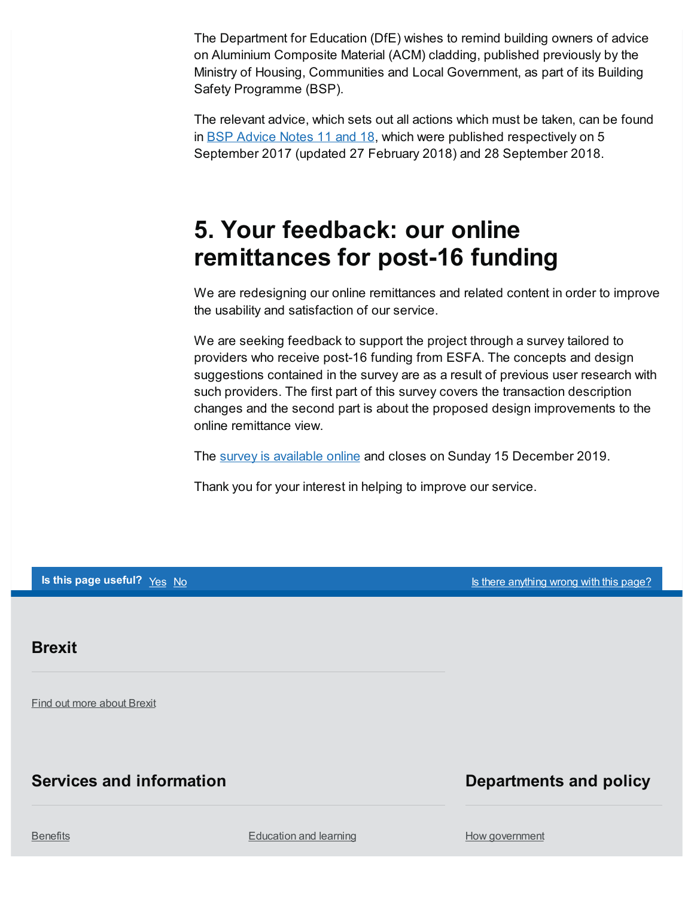The Department for Education (DfE) wishes to remind building owners of advice on Aluminium Composite Material (ACM) cladding, published previously by the Ministry of Housing, Communities and Local Government, as part of its Building Safety Programme (BSP).

The relevant advice, which sets out all actions which must be taken, can be found in BSP Advice Notes 11 and 18, which were published respectively on 5 September 2017 (updated 27 February 2018) and 28 September 2018.

## 5. Your feedback: our online remittances for post-16 funding

We are redesigning our online remittances and related content in order to improve the usability and satisfaction of our service.

We are seeking feedback to support the project through a survey tailored to providers who receive post-16 funding from ESFA. The concepts and design suggestions contained in the survey are as a result of previous user research with such providers. The first part of this survey covers the transaction description changes and the second part is about the proposed design improvements to the online remittance view.

The survey is available online and closes on Sunday 15 December 2019.

Thank you for your interest in helping to improve our service.

**Is this page useful?** Yes No

Is there anything wrong with this page?

## Brexit

Find out more about Brexit

## Services and information

Benefits

Education and learning

## Departments and policy

How government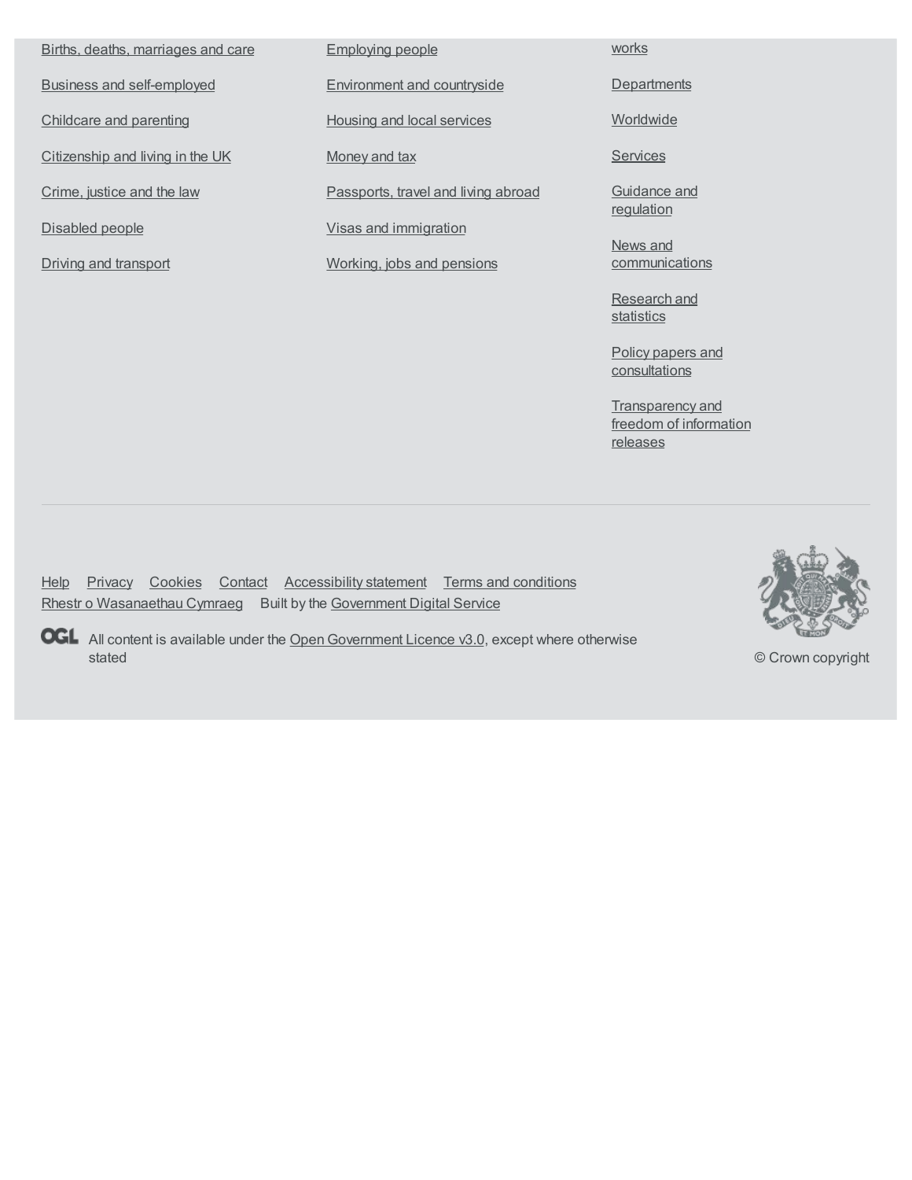Births, deaths, marriages and care

Business and self-employed

Childcare and parenting

Citizenship and living in the UK

Crime, justice and the law

Disabled people

Driving and transport

Employing people

Environment and countryside

Housing and local services

Money and tax

Passports, travel and living abroad

Visas and immigration

Working, jobs and pensions

works

Departments

Worldwide

Services

Guidance and regulation

News and communications

Research and statistics

Policy papers and consultations

Transparency and freedom of information releases

Help Privacy Cookies Contact Accessibility statement Terms and conditions
Rhestr o Wasanaethau Cymraeg Built by the Government Digital Service

All content is available under the Open Government Licence v3.0, except where otherwise stated

© Crown copyright